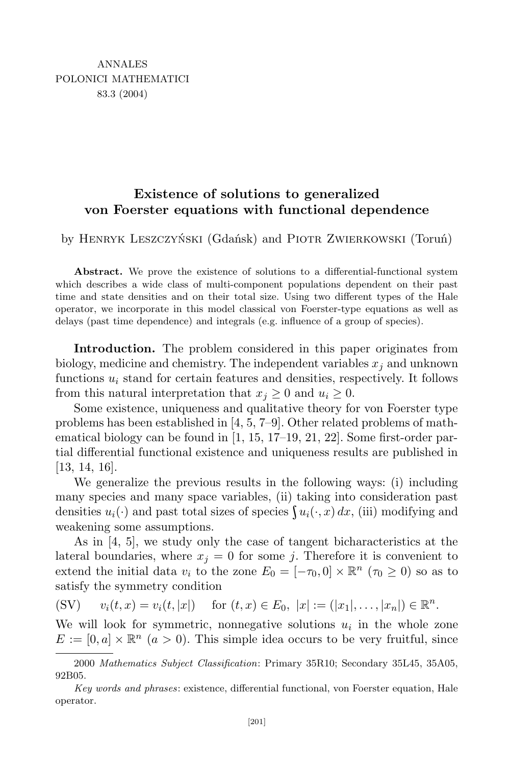# Existence of solutions to generalized von Foerster equations with functional dependence

by Henryk Leszczyński (Gdańsk) and Piotr Zwierkowski (Toruń)

**Abstract.** We prove the existence of solutions to a differential-functional system which describes a wide class of multi-component populations dependent on their past time and state densities and on their total size. Using two different types of the Hale operator, we incorporate in this model classical von Foerster-type equations as well as delays (past time dependence) and integrals (e.g. influence of a group of species).

**Introduction.** The problem considered in this paper originates from biology, medicine and chemistry. The independent variables $x_j$ and unknown functions $u_i$ stand for certain features and densities, respectively. It follows from this natural interpretation that $x_j \geq 0$ and $u_i \geq 0$.

Some existence, uniqueness and qualitative theory for von Foerster type problems has been established in [4, 5, 7–9]. Other related problems of mathematical biology can be found in [1, 15, 17–19, 21, 22]. Some first-order partial differential functional existence and uniqueness results are published in [13, 14, 16].

We generalize the previous results in the following ways: (i) including many species and many space variables, (ii) taking into consideration past densities $u_i(\cdot)$ and past total sizes of species $\int u_i(\cdot, x)\, dx$, (iii) modifying and weakening some assumptions.

As in [4, 5], we study only the case of tangent bicharacteristics at the lateral boundaries, where $x_j = 0$ for some $j$. Therefore it is convenient to extend the initial data $v_i$ to the zone $E_0 = [-\tau_0, 0] \times \mathbb{R}^n$ ($\tau_0 \geq 0$) so as to satisfy the symmetry condition

(SV) $\qquad v_i(t, x) = v_i(t, |x|) \quad$ for $(t, x) \in E_0$, $|x| := (|x_1|, \ldots, |x_n|) \in \mathbb{R}^n$.

We will look for symmetric, nonnegative solutions $u_i$ in the whole zone $E := [0, a] \times \mathbb{R}^n$ ($a > 0$). This simple idea occurs to be very fruitful, since

---

2000 *Mathematics Subject Classification*: Primary 35R10; Secondary 35L45, 35A05, 92B05.

*Key words and phrases*: existence, differential functional, von Foerster equation, Hale operator.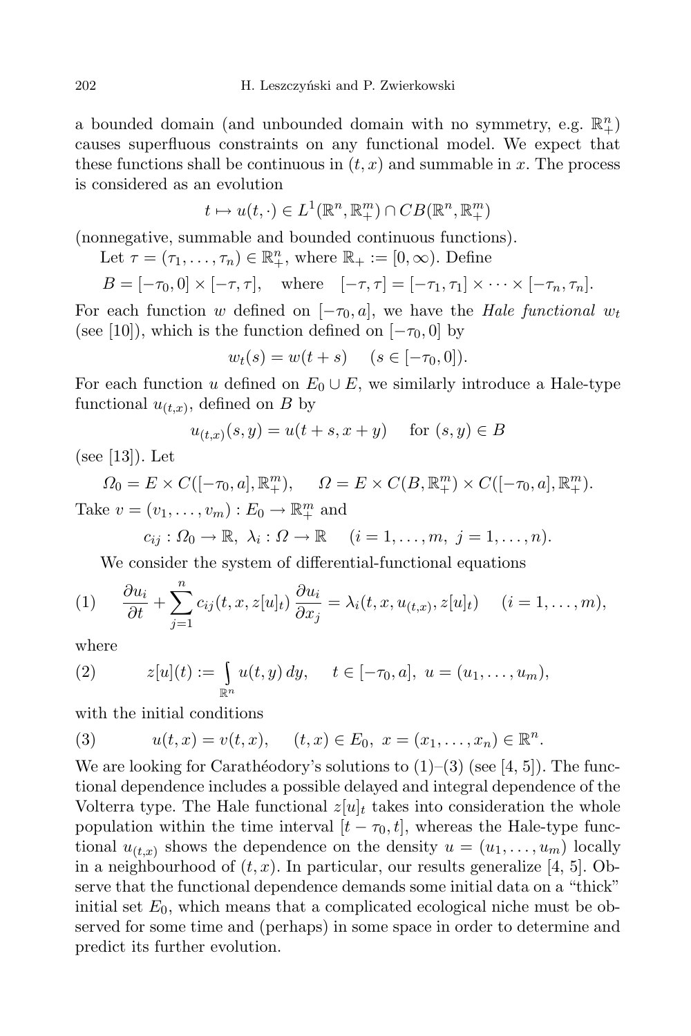a bounded domain (and unbounded domain with no symmetry, e.g. $\mathbb{R}^n_+$) causes superfluous constraints on any functional model. We expect that these functions shall be continuous in $(t,x)$ and summable in $x$. The process is considered as an evolution

$$t \mapsto u(t,\cdot) \in L^1(\mathbb{R}^n, \mathbb{R}^m_+) \cap CB(\mathbb{R}^n, \mathbb{R}^m_+)$$

(nonnegative, summable and bounded continuous functions).

Let $\tau = (\tau_1, \dots, \tau_n) \in \mathbb{R}^n_+$, where $\mathbb{R}_+ := [0, \infty)$. Define

$$B = [-\tau_0, 0] \times [-\tau, \tau], \quad \text{where} \quad [-\tau, \tau] = [-\tau_1, \tau_1] \times \dots \times [-\tau_n, \tau_n].$$

For each function $w$ defined on $[-\tau_0, a]$, we have the *Hale functional* $w_t$ (see [10]), which is the function defined on $[-\tau_0, 0]$ by

$$w_t(s) = w(t+s) \quad (s \in [-\tau_0, 0]).$$

For each function $u$ defined on $E_0 \cup E$, we similarly introduce a Hale-type functional $u_{(t,x)}$, defined on $B$ by

$$u_{(t,x)}(s,y) = u(t+s, x+y) \quad \text{for } (s,y) \in B$$

(see [13]). Let

$$\Omega_0 = E \times C([-\tau_0, a], \mathbb{R}^m_+), \qquad \Omega = E \times C(B, \mathbb{R}^m_+) \times C([-\tau_0, a], \mathbb{R}^m_+).$$

Take $v = (v_1, \dots, v_m) : E_0 \to \mathbb{R}^m_+$ and

$$c_{ij} : \Omega_0 \to \mathbb{R}, \ \lambda_i : \Omega \to \mathbb{R} \quad (i = 1, \dots, m, \ j = 1, \dots, n).$$

We consider the system of differential-functional equations

$$\frac{\partial u_i}{\partial t} + \sum_{j=1}^{n} c_{ij}(t, x, z[u]_t) \frac{\partial u_i}{\partial x_j} = \lambda_i(t, x, u_{(t,x)}, z[u]_t) \quad (i = 1, \dots, m), \tag{1}$$

where

$$z[u](t) := \int_{\mathbb{R}^n} u(t,y)\, dy, \quad t \in [-\tau_0, a], \ u = (u_1, \dots, u_m), \tag{2}$$

with the initial conditions

$$u(t,x) = v(t,x), \quad (t,x) \in E_0, \ x = (x_1, \dots, x_n) \in \mathbb{R}^n. \tag{3}$$

We are looking for Carathéodory's solutions to (1)–(3) (see [4, 5]). The functional dependence includes a possible delayed and integral dependence of the Volterra type. The Hale functional $z[u]_t$ takes into consideration the whole population within the time interval $[t - \tau_0, t]$, whereas the Hale-type functional $u_{(t,x)}$ shows the dependence on the density $u = (u_1, \dots, u_m)$ locally in a neighbourhood of $(t,x)$. In particular, our results generalize [4, 5]. Observe that the functional dependence demands some initial data on a "thick" initial set $E_0$, which means that a complicated ecological niche must be observed for some time and (perhaps) in some space in order to determine and predict its further evolution.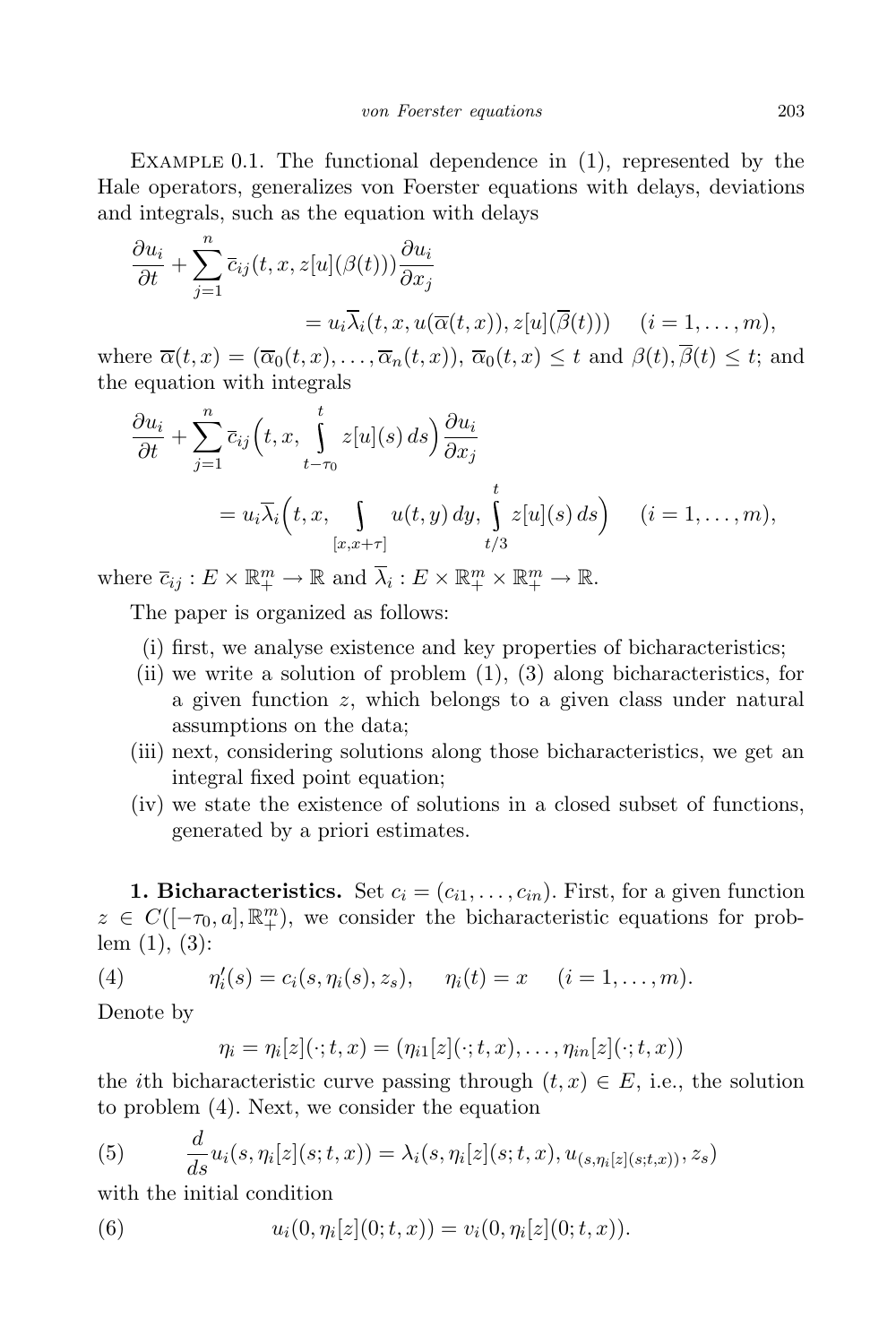Example 0.1. The functional dependence in (1), represented by the Hale operators, generalizes von Foerster equations with delays, deviations and integrals, such as the equation with delays

$$\frac{\partial u_i}{\partial t} + \sum_{j=1}^{n} \overline{c}_{ij}(t, x, z[u](\beta(t))) \frac{\partial u_i}{\partial x_j}$$
$$= u_i \overline{\lambda}_i(t, x, u(\overline{\alpha}(t,x)), z[u](\overline{\beta}(t))) \quad (i = 1, \ldots, m),$$

where $\overline{\alpha}(t,x) = (\overline{\alpha}_0(t,x), \ldots, \overline{\alpha}_n(t,x))$, $\overline{\alpha}_0(t,x) \le t$ and $\beta(t), \overline{\beta}(t) \le t$; and the equation with integrals

$$\frac{\partial u_i}{\partial t} + \sum_{j=1}^{n} \overline{c}_{ij}\Big(t, x, \int_{t-\tau_0}^{t} z[u](s)\, ds\Big) \frac{\partial u_i}{\partial x_j}$$
$$= u_i \overline{\lambda}_i\Big(t, x, \int_{[x, x+\tau]} u(t,y)\, dy, \int_{t/3}^{t} z[u](s)\, ds\Big) \quad (i = 1, \ldots, m),$$

where $\overline{c}_{ij} : E \times \mathbb{R}_+^m \to \mathbb{R}$ and $\overline{\lambda}_i : E \times \mathbb{R}_+^m \times \mathbb{R}_+^m \to \mathbb{R}$.

The paper is organized as follows:

(i) first, we analyse existence and key properties of bicharacteristics;
(ii) we write a solution of problem (1), (3) along bicharacteristics, for a given function $z$, which belongs to a given class under natural assumptions on the data;
(iii) next, considering solutions along those bicharacteristics, we get an integral fixed point equation;
(iv) we state the existence of solutions in a closed subset of functions, generated by a priori estimates.

**1. Bicharacteristics.** Set $c_i = (c_{i1}, \ldots, c_{in})$. First, for a given function $z \in C([-\tau_0, a], \mathbb{R}_+^m)$, we consider the bicharacteristic equations for problem (1), (3):

$$\eta_i'(s) = c_i(s, \eta_i(s), z_s), \quad \eta_i(t) = x \quad (i = 1, \ldots, m). \tag{4}$$

Denote by

$$\eta_i = \eta_i[z](\cdot; t, x) = (\eta_{i1}[z](\cdot; t, x), \ldots, \eta_{in}[z](\cdot; t, x))$$

the $i$th bicharacteristic curve passing through $(t,x) \in E$, i.e., the solution to problem (4). Next, we consider the equation

$$\frac{d}{ds} u_i(s, \eta_i[z](s; t, x)) = \lambda_i(s, \eta_i[z](s; t, x), u_{(s, \eta_i[z](s;t,x))}, z_s) \tag{5}$$

with the initial condition

$$u_i(0, \eta_i[z](0; t, x)) = v_i(0, \eta_i[z](0; t, x)). \tag{6}$$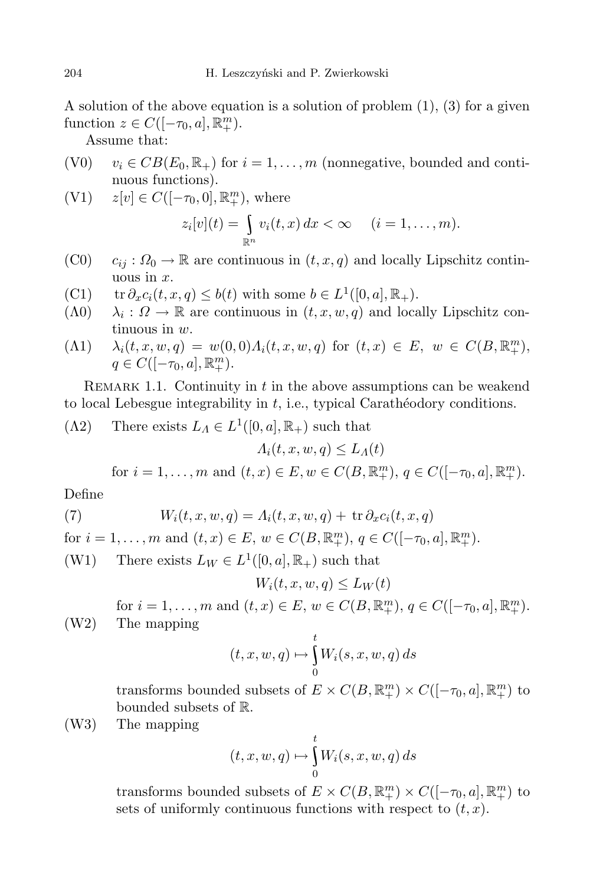A solution of the above equation is a solution of problem (1), (3) for a given function $z \in C([-\tau_0, a], \mathbb{R}^m_+)$.

Assume that:

(V0) $v_i \in CB(E_0, \mathbb{R}_+)$ for $i = 1, \dots, m$ (nonnegative, bounded and continuous functions).

(V1) $z[v] \in C([-\tau_0, 0], \mathbb{R}^m_+)$, where

$$z_i[v](t) = \int_{\mathbb{R}^n} v_i(t, x)\, dx < \infty \qquad (i = 1, \dots, m).$$

(C0) $c_{ij} : \Omega_0 \to \mathbb{R}$ are continuous in $(t, x, q)$ and locally Lipschitz continuous in $x$.

(C1) $\operatorname{tr} \partial_x c_i(t, x, q) \le b(t)$ with some $b \in L^1([0, a], \mathbb{R}_+)$.

(Λ0) $\lambda_i : \Omega \to \mathbb{R}$ are continuous in $(t, x, w, q)$ and locally Lipschitz continuous in $w$.

(Λ1) $\lambda_i(t, x, w, q) = w(0, 0)\Lambda_i(t, x, w, q)$ for $(t, x) \in E$, $w \in C(B, \mathbb{R}^m_+)$, $q \in C([-\tau_0, a], \mathbb{R}^m_+)$.

Remark 1.1. Continuity in $t$ in the above assumptions can be weakend to local Lebesgue integrability in $t$, i.e., typical Carathéodory conditions.

(Λ2) There exists $L_\Lambda \in L^1([0, a], \mathbb{R}_+)$ such that

$$\Lambda_i(t, x, w, q) \le L_\Lambda(t)$$

for $i = 1, \dots, m$ and $(t, x) \in E$, $w \in C(B, \mathbb{R}^m_+)$, $q \in C([-\tau_0, a], \mathbb{R}^m_+)$.

Define

$$W_i(t, x, w, q) = \Lambda_i(t, x, w, q) + \operatorname{tr} \partial_x c_i(t, x, q) \tag{7}$$

for $i = 1, \dots, m$ and $(t, x) \in E$, $w \in C(B, \mathbb{R}^m_+)$, $q \in C([-\tau_0, a], \mathbb{R}^m_+)$.

(W1) There exists $L_W \in L^1([0, a], \mathbb{R}_+)$ such that

$$W_i(t, x, w, q) \le L_W(t)$$

for $i = 1, \dots, m$ and $(t, x) \in E$, $w \in C(B, \mathbb{R}^m_+)$, $q \in C([-\tau_0, a], \mathbb{R}^m_+)$.

(W2) The mapping

$$(t, x, w, q) \mapsto \int_0^t W_i(s, x, w, q)\, ds$$

transforms bounded subsets of $E \times C(B, \mathbb{R}^m_+) \times C([-\tau_0, a], \mathbb{R}^m_+)$ to bounded subsets of $\mathbb{R}$.

(W3) The mapping

$$(t, x, w, q) \mapsto \int_0^t W_i(s, x, w, q)\, ds$$

transforms bounded subsets of $E \times C(B, \mathbb{R}^m_+) \times C([-\tau_0, a], \mathbb{R}^m_+)$ to sets of uniformly continuous functions with respect to $(t, x)$.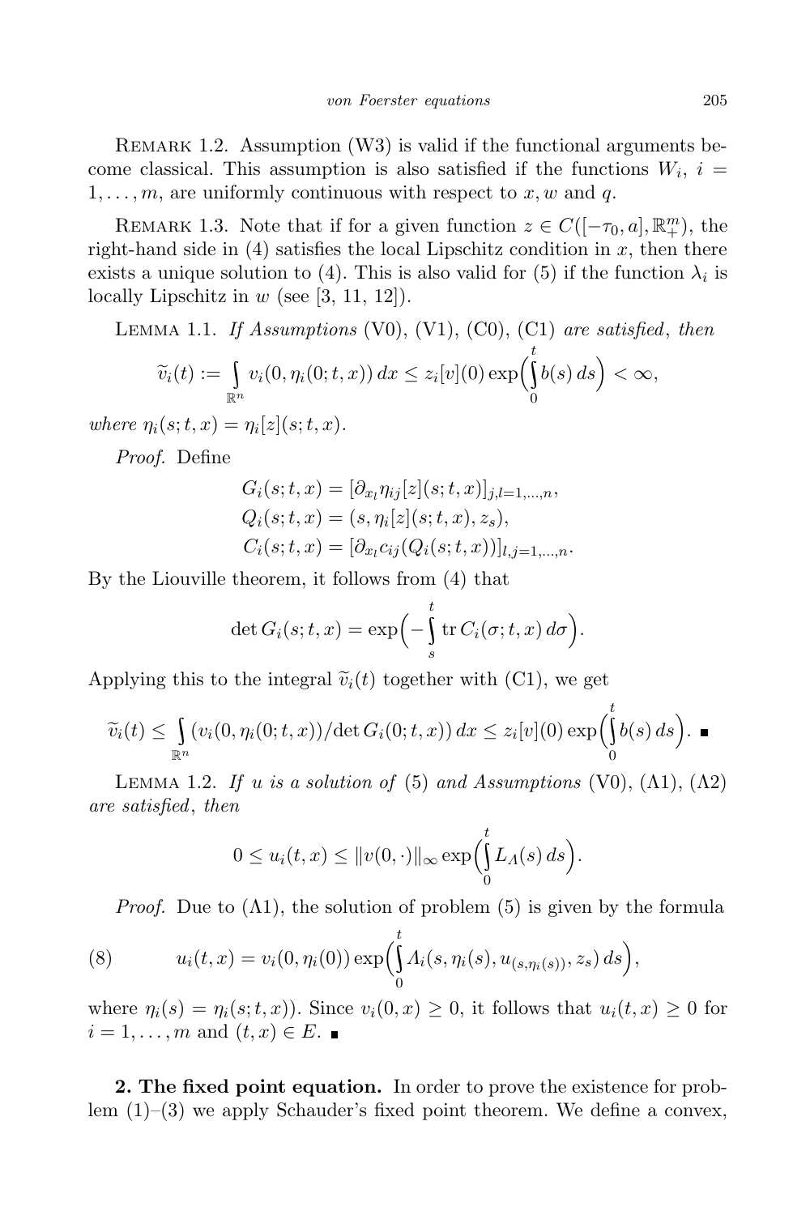REMARK 1.2. Assumption (W3) is valid if the functional arguments become classical. This assumption is also satisfied if the functions $W_i$, $i = 1, \dots, m$, are uniformly continuous with respect to $x, w$ and $q$.

REMARK 1.3. Note that if for a given function $z \in C([-\tau_0, a], \mathbb{R}^m_+)$, the right-hand side in (4) satisfies the local Lipschitz condition in $x$, then there exists a unique solution to (4). This is also valid for (5) if the function $\lambda_i$ is locally Lipschitz in $w$ (see [3, 11, 12]).

LEMMA 1.1. *If Assumptions* (V0), (V1), (C0), (C1) *are satisfied*, *then*

$$\widetilde{v}_i(t) := \int_{\mathbb{R}^n} v_i(0, \eta_i(0; t, x))\, dx \le z_i[v](0) \exp\Big(\int_0^t b(s)\, ds\Big) < \infty,$$

*where* $\eta_i(s; t, x) = \eta_i[z](s; t, x)$.

*Proof.* Define

$$G_i(s; t, x) = [\partial_{x_l} \eta_{ij}[z](s; t, x)]_{j,l=1,\dots,n},$$
$$Q_i(s; t, x) = (s, \eta_i[z](s; t, x), z_s),$$
$$C_i(s; t, x) = [\partial_{x_l} c_{ij}(Q_i(s; t, x))]_{l,j=1,\dots,n}.$$

By the Liouville theorem, it follows from (4) that

$$\det G_i(s; t, x) = \exp\Big(-\int_s^t \operatorname{tr} C_i(\sigma; t, x)\, d\sigma\Big).$$

Applying this to the integral $\widetilde{v}_i(t)$ together with (C1), we get

$$\widetilde{v}_i(t) \le \int_{\mathbb{R}^n} (v_i(0, \eta_i(0; t, x))/\det G_i(0; t, x))\, dx \le z_i[v](0) \exp\Big(\int_0^t b(s)\, ds\Big). \ \blacksquare$$

LEMMA 1.2. *If $u$ is a solution of* (5) *and Assumptions* (V0), ($\Lambda$1), ($\Lambda$2) *are satisfied*, *then*

$$0 \le u_i(t, x) \le \|v(0, \cdot)\|_\infty \exp\Big(\int_0^t L_\Lambda(s)\, ds\Big).$$

*Proof.* Due to ($\Lambda$1), the solution of problem (5) is given by the formula

$$u_i(t, x) = v_i(0, \eta_i(0)) \exp\Big(\int_0^t \Lambda_i(s, \eta_i(s), u_{(s, \eta_i(s))}, z_s)\, ds\Big), \tag{8}$$

where $\eta_i(s) = \eta_i(s; t, x))$. Since $v_i(0, x) \ge 0$, it follows that $u_i(t, x) \ge 0$ for $i = 1, \dots, m$ and $(t, x) \in E$. $\blacksquare$

**2. The fixed point equation.** In order to prove the existence for problem (1)–(3) we apply Schauder's fixed point theorem. We define a convex,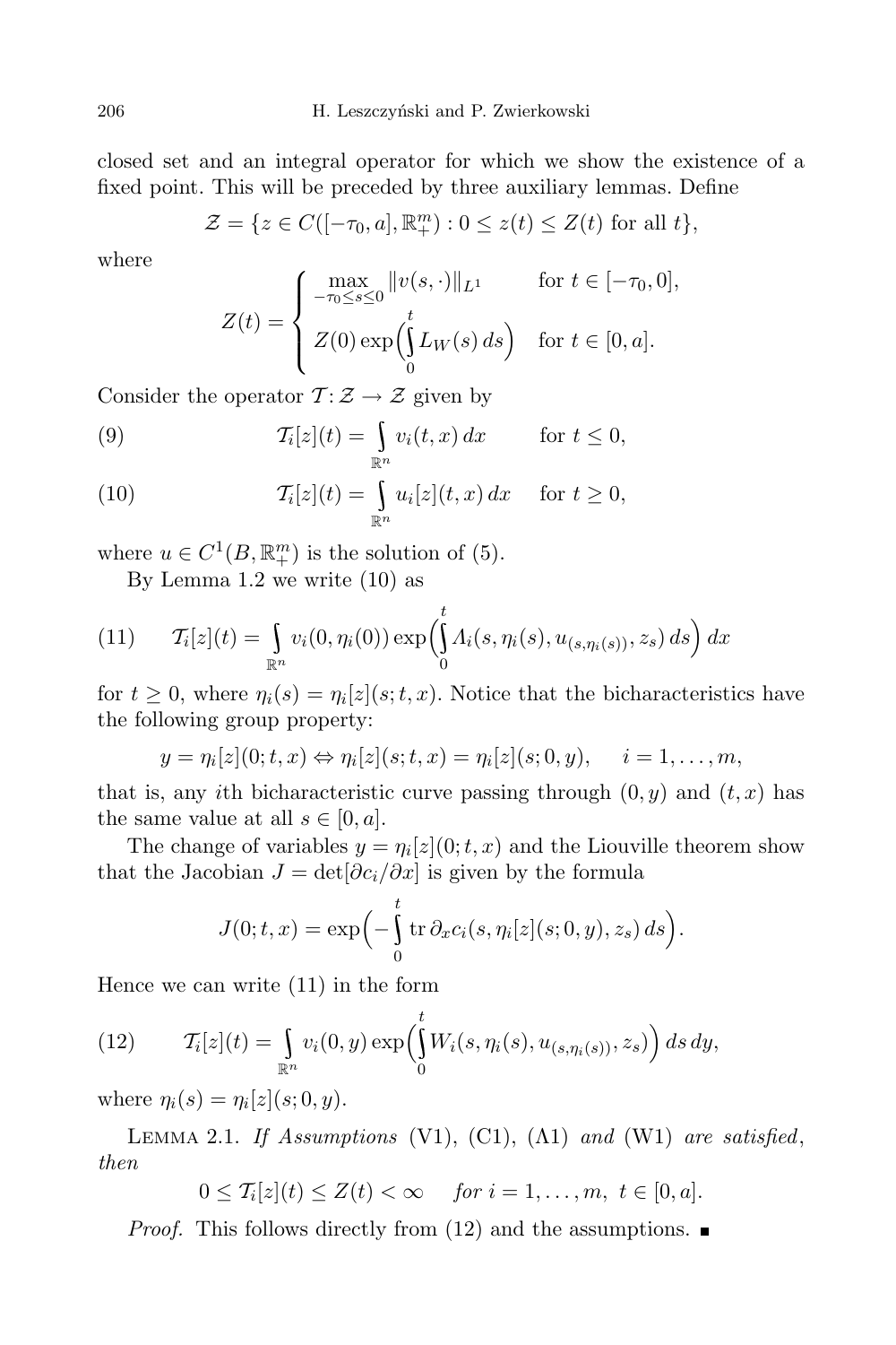closed set and an integral operator for which we show the existence of a fixed point. This will be preceded by three auxiliary lemmas. Define

$$\mathcal{Z} = \{z \in C([-\tau_0, a], \mathbb{R}^m_+) : 0 \le z(t) \le Z(t) \text{ for all } t\},$$

where

$$Z(t) = \begin{cases} \max\limits_{-\tau_0 \le s \le 0} \|v(s, \cdot)\|_{L^1} & \text{for } t \in [-\tau_0, 0], \\ Z(0) \exp\Big(\int\limits_0^t L_W(s)\, ds\Big) & \text{for } t \in [0, a]. \end{cases}$$

Consider the operator $\mathcal{T} : \mathcal{Z} \to \mathcal{Z}$ given by

$$\mathcal{T}_i[z](t) = \int\limits_{\mathbb{R}^n} v_i(t, x)\, dx \qquad \text{for } t \le 0, \tag{9}$$

$$\mathcal{T}_i[z](t) = \int\limits_{\mathbb{R}^n} u_i[z](t, x)\, dx \qquad \text{for } t \ge 0, \tag{10}$$

where $u \in C^1(B, \mathbb{R}^m_+)$ is the solution of (5).

By Lemma 1.2 we write (10) as

$$\mathcal{T}_i[z](t) = \int\limits_{\mathbb{R}^n} v_i(0, \eta_i(0)) \exp\Big(\int\limits_0^t \Lambda_i(s, \eta_i(s), u_{(s,\eta_i(s))}, z_s)\, ds\Big)\, dx \tag{11}$$

for $t \ge 0$, where $\eta_i(s) = \eta_i[z](s; t, x)$. Notice that the bicharacteristics have the following group property:

$$y = \eta_i[z](0; t, x) \Leftrightarrow \eta_i[z](s; t, x) = \eta_i[z](s; 0, y), \quad i = 1, \ldots, m,$$

that is, any $i$th bicharacteristic curve passing through $(0, y)$ and $(t, x)$ has the same value at all $s \in [0, a]$.

The change of variables $y = \eta_i[z](0; t, x)$ and the Liouville theorem show that the Jacobian $J = \det[\partial c_i / \partial x]$ is given by the formula

$$J(0; t, x) = \exp\Big(-\int\limits_0^t \operatorname{tr} \partial_x c_i(s, \eta_i[z](s; 0, y), z_s)\, ds\Big).$$

Hence we can write (11) in the form

$$\mathcal{T}_i[z](t) = \int\limits_{\mathbb{R}^n} v_i(0, y) \exp\Big(\int\limits_0^t W_i(s, \eta_i(s), u_{(s,\eta_i(s))}, z_s)\Big)\, ds\, dy, \tag{12}$$

where $\eta_i(s) = \eta_i[z](s; 0, y)$.

Lemma 2.1. *If Assumptions* (V1), (C1), (Λ1) *and* (W1) *are satisfied, then*

$$0 \le \mathcal{T}_i[z](t) \le Z(t) < \infty \quad \text{for } i = 1, \ldots, m,\ t \in [0, a].$$

*Proof.* This follows directly from (12) and the assumptions. ∎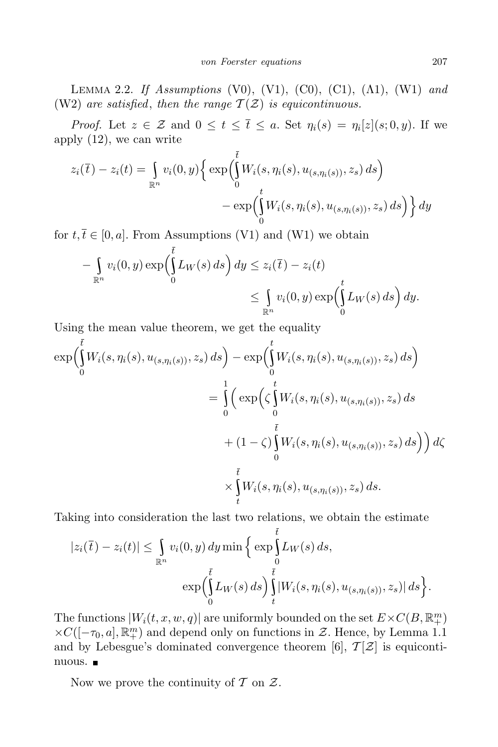Lemma 2.2. *If Assumptions* (V0), (V1), (C0), (C1), (Λ1), (W1) *and* (W2) *are satisfied*, *then the range* $\mathcal{T}(\mathcal{Z})$ *is equicontinuous.*

*Proof.* Let $z \in \mathcal{Z}$ and $0 \le t \le \bar{t} \le a$. Set $\eta_i(s) = \eta_i[z](s;0,y)$. If we apply (12), we can write

$$z_i(\bar{t}) - z_i(t) = \int_{\mathbb{R}^n} v_i(0,y)\Big\{ \exp\Big(\int_0^{\bar{t}} W_i(s,\eta_i(s),u_{(s,\eta_i(s))},z_s)\,ds\Big) - \exp\Big(\int_0^{t} W_i(s,\eta_i(s),u_{(s,\eta_i(s))},z_s)\,ds\Big)\Big\}\,dy$$

for $t,\bar{t} \in [0,a]$. From Assumptions (V1) and (W1) we obtain

$$-\int_{\mathbb{R}^n} v_i(0,y)\exp\Big(\int_0^{\bar{t}} L_W(s)\,ds\Big)\,dy \le z_i(\bar{t}) - z_i(t) \le \int_{\mathbb{R}^n} v_i(0,y)\exp\Big(\int_0^{t} L_W(s)\,ds\Big)\,dy.$$

Using the mean value theorem, we get the equality

$$\begin{aligned}
\exp\Big(\int_0^{\bar{t}} W_i(s,\eta_i(s),u_{(s,\eta_i(s))},z_s)\,ds\Big) &- \exp\Big(\int_0^{t} W_i(s,\eta_i(s),u_{(s,\eta_i(s))},z_s)\,ds\Big)\\
&= \int_0^1 \Big( \exp\Big(\zeta\int_0^{t} W_i(s,\eta_i(s),u_{(s,\eta_i(s))},z_s)\,ds\\
&\qquad + (1-\zeta)\int_0^{\bar{t}} W_i(s,\eta_i(s),u_{(s,\eta_i(s))},z_s)\,ds\Big)\Big)\,d\zeta\\
&\qquad \times \int_t^{\bar{t}} W_i(s,\eta_i(s),u_{(s,\eta_i(s))},z_s)\,ds.
\end{aligned}$$

Taking into consideration the last two relations, we obtain the estimate

$$|z_i(\bar{t}) - z_i(t)| \le \int_{\mathbb{R}^n} v_i(0,y)\,dy \min\Big\{ \exp\int_0^{\bar{t}} L_W(s)\,ds,\ \exp\Big(\int_0^{\bar{t}} L_W(s)\,ds\Big)\int_t^{\bar{t}} |W_i(s,\eta_i(s),u_{(s,\eta_i(s))},z_s)|\,ds\Big\}.$$

The functions $|W_i(t,x,w,q)|$ are uniformly bounded on the set $E\times C(B,\mathbb{R}_+^m)$ $\times C([-\tau_0,a],\mathbb{R}_+^m)$ and depend only on functions in $\mathcal{Z}$. Hence, by Lemma 1.1 and by Lebesgue's dominated convergence theorem [6], $\mathcal{T}[\mathcal{Z}]$ is equicontinuous. ■

Now we prove the continuity of $\mathcal{T}$ on $\mathcal{Z}$.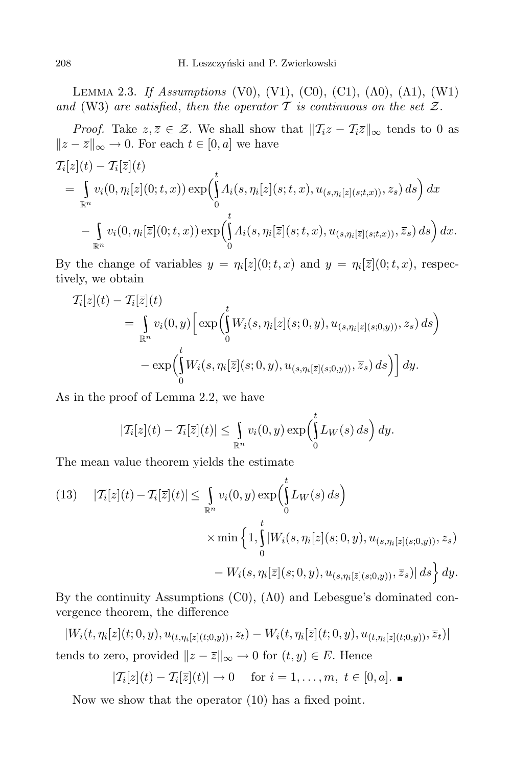Lemma 2.3. *If Assumptions* (V0), (V1), (C0), (C1), (Λ0), (Λ1), (W1) *and* (W3) *are satisfied, then the operator* $\mathcal{T}$ *is continuous on the set* $\mathcal{Z}$.

*Proof.* Take $z, \overline{z} \in \mathcal{Z}$. We shall show that $\|\mathcal{T}_i z - \mathcal{T}_i \overline{z}\|_\infty$ tends to 0 as $\|z - \overline{z}\|_\infty \to 0$. For each $t \in [0, a]$ we have

$$
\begin{aligned}
&\mathcal{T}_i[z](t) - \mathcal{T}_i[\overline{z}](t) \\
&\quad = \int_{\mathbb{R}^n} v_i(0, \eta_i[z](0; t, x)) \exp\Big(\int_0^t \Lambda_i(s, \eta_i[z](s; t, x), u_{(s, \eta_i[z](s;t,x))}, z_s)\, ds\Big)\, dx \\
&\quad\quad - \int_{\mathbb{R}^n} v_i(0, \eta_i[\overline{z}](0; t, x)) \exp\Big(\int_0^t \Lambda_i(s, \eta_i[\overline{z}](s; t, x), u_{(s, \eta_i[\overline{z}](s;t,x))}, \overline{z}_s)\, ds\Big)\, dx.
\end{aligned}
$$

By the change of variables $y = \eta_i[z](0; t, x)$ and $y = \eta_i[\overline{z}](0; t, x)$, respectively, we obtain

$$
\begin{aligned}
&\mathcal{T}_i[z](t) - \mathcal{T}_i[\overline{z}](t) \\
&\quad = \int_{\mathbb{R}^n} v_i(0, y) \Big[ \exp\Big(\int_0^t W_i(s, \eta_i[z](s; 0, y), u_{(s, \eta_i[z](s;0,y))}, z_s)\, ds\Big) \\
&\quad\quad - \exp\Big(\int_0^t W_i(s, \eta_i[\overline{z}](s; 0, y), u_{(s, \eta_i[\overline{z}](s;0,y))}, \overline{z}_s)\, ds\Big)\Big]\, dy.
\end{aligned}
$$

As in the proof of Lemma 2.2, we have

$$
|\mathcal{T}_i[z](t) - \mathcal{T}_i[\overline{z}](t)| \le \int_{\mathbb{R}^n} v_i(0, y) \exp\Big(\int_0^t L_W(s)\, ds\Big)\, dy.
$$

The mean value theorem yields the estimate

$$
\begin{aligned}
(13)\quad |\mathcal{T}_i[z](t) - \mathcal{T}_i[\overline{z}](t)| &\le \int_{\mathbb{R}^n} v_i(0, y) \exp\Big(\int_0^t L_W(s)\, ds\Big) \\
&\quad \times \min\Big\{1, \int_0^t |W_i(s, \eta_i[z](s; 0, y), u_{(s, \eta_i[z](s;0,y))}, z_s) \\
&\quad - W_i(s, \eta_i[\overline{z}](s; 0, y), u_{(s, \eta_i[\overline{z}](s;0,y))}, \overline{z}_s)|\, ds\Big\}\, dy.
\end{aligned}
$$

By the continuity Assumptions (C0), (Λ0) and Lebesgue's dominated convergence theorem, the difference

$$
|W_i(t, \eta_i[z](t; 0, y), u_{(t, \eta_i[z](t;0,y))}, z_t) - W_i(t, \eta_i[\overline{z}](t; 0, y), u_{(t, \eta_i[\overline{z}](t;0,y))}, \overline{z}_t)|
$$

tends to zero, provided $\|z - \overline{z}\|_\infty \to 0$ for $(t, y) \in E$. Hence

$$
|\mathcal{T}_i[z](t) - \mathcal{T}_i[\overline{z}](t)| \to 0 \quad \text{for } i = 1, \ldots, m,\ t \in [0, a]. \ ■
$$

Now we show that the operator (10) has a fixed point.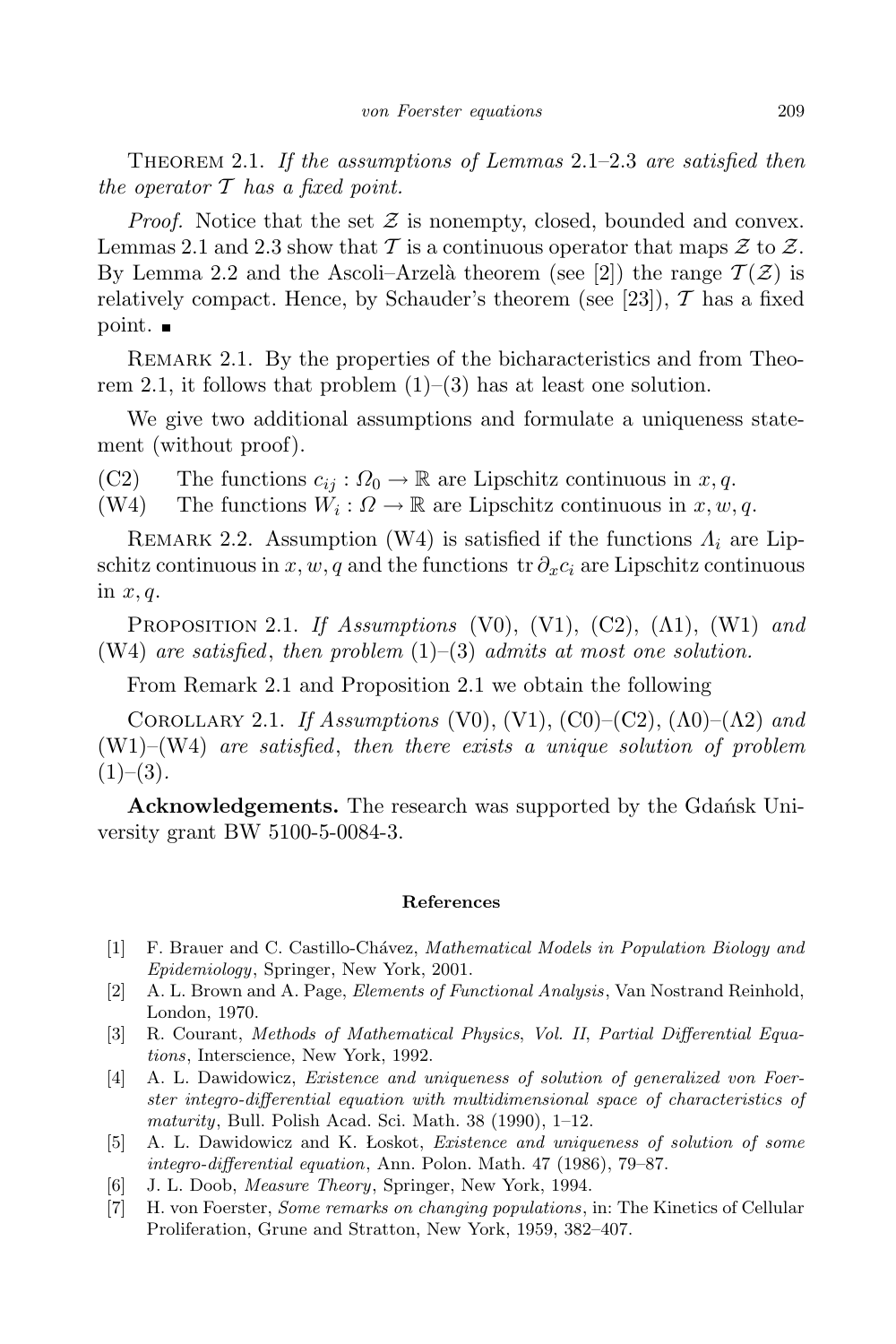Theorem 2.1. *If the assumptions of Lemmas* 2.1–2.3 *are satisfied then the operator $\mathcal{T}$ has a fixed point.*

*Proof.* Notice that the set $\mathcal{Z}$ is nonempty, closed, bounded and convex. Lemmas 2.1 and 2.3 show that $\mathcal{T}$ is a continuous operator that maps $\mathcal{Z}$ to $\mathcal{Z}$. By Lemma 2.2 and the Ascoli–Arzelà theorem (see [2]) the range $\mathcal{T}(\mathcal{Z})$ is relatively compact. Hence, by Schauder's theorem (see [23]), $\mathcal{T}$ has a fixed point. ■

Remark 2.1. By the properties of the bicharacteristics and from Theorem 2.1, it follows that problem (1)–(3) has at least one solution.

We give two additional assumptions and formulate a uniqueness statement (without proof).

(C2) The functions $c_{ij} : \Omega_0 \to \mathbb{R}$ are Lipschitz continuous in $x, q$.

(W4) The functions $W_i : \Omega \to \mathbb{R}$ are Lipschitz continuous in $x, w, q$.

Remark 2.2. Assumption (W4) is satisfied if the functions $\Lambda_i$ are Lipschitz continuous in $x, w, q$ and the functions $\operatorname{tr} \partial_x c_i$ are Lipschitz continuous in $x, q$.

Proposition 2.1. *If Assumptions* (V0), (V1), (C2), (Λ1), (W1) *and* (W4) *are satisfied*, *then problem* (1)–(3) *admits at most one solution.*

From Remark 2.1 and Proposition 2.1 we obtain the following

Corollary 2.1. *If Assumptions* (V0), (V1), (C0)–(C2), (Λ0)–(Λ2) *and* (W1)–(W4) *are satisfied*, *then there exists a unique solution of problem* (1)–(3).

**Acknowledgements.** The research was supported by the Gdańsk University grant BW 5100-5-0084-3.

## References

[1] F. Brauer and C. Castillo-Chávez, *Mathematical Models in Population Biology and Epidemiology*, Springer, New York, 2001.

[2] A. L. Brown and A. Page, *Elements of Functional Analysis*, Van Nostrand Reinhold, London, 1970.

[3] R. Courant, *Methods of Mathematical Physics*, *Vol. II*, *Partial Differential Equations*, Interscience, New York, 1992.

[4] A. L. Dawidowicz, *Existence and uniqueness of solution of generalized von Foerster integro-differential equation with multidimensional space of characteristics of maturity*, Bull. Polish Acad. Sci. Math. 38 (1990), 1–12.

[5] A. L. Dawidowicz and K. Łoskot, *Existence and uniqueness of solution of some integro-differential equation*, Ann. Polon. Math. 47 (1986), 79–87.

[6] J. L. Doob, *Measure Theory*, Springer, New York, 1994.

[7] H. von Foerster, *Some remarks on changing populations*, in: The Kinetics of Cellular Proliferation, Grune and Stratton, New York, 1959, 382–407.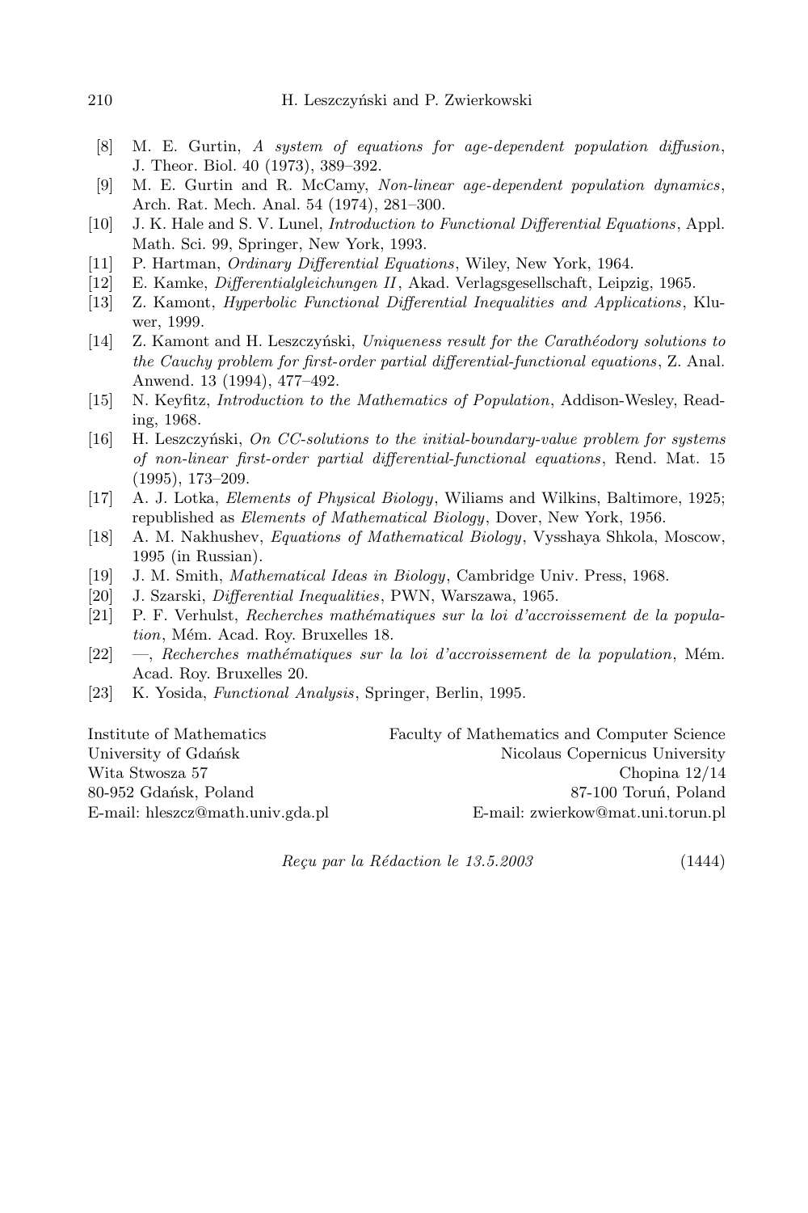[8] M. E. Gurtin, *A system of equations for age-dependent population diffusion*, J. Theor. Biol. 40 (1973), 389–392.

[9] M. E. Gurtin and R. McCamy, *Non-linear age-dependent population dynamics*, Arch. Rat. Mech. Anal. 54 (1974), 281–300.

[10] J. K. Hale and S. V. Lunel, *Introduction to Functional Differential Equations*, Appl. Math. Sci. 99, Springer, New York, 1993.

[11] P. Hartman, *Ordinary Differential Equations*, Wiley, New York, 1964.

[12] E. Kamke, *Differentialgleichungen II*, Akad. Verlagsgesellschaft, Leipzig, 1965.

[13] Z. Kamont, *Hyperbolic Functional Differential Inequalities and Applications*, Kluwer, 1999.

[14] Z. Kamont and H. Leszczyński, *Uniqueness result for the Carathéodory solutions to the Cauchy problem for first-order partial differential-functional equations*, Z. Anal. Anwend. 13 (1994), 477–492.

[15] N. Keyfitz, *Introduction to the Mathematics of Population*, Addison-Wesley, Reading, 1968.

[16] H. Leszczyński, *On CC-solutions to the initial-boundary-value problem for systems of non-linear first-order partial differential-functional equations*, Rend. Mat. 15 (1995), 173–209.

[17] A. J. Lotka, *Elements of Physical Biology*, Wiliams and Wilkins, Baltimore, 1925; republished as *Elements of Mathematical Biology*, Dover, New York, 1956.

[18] A. M. Nakhushev, *Equations of Mathematical Biology*, Vysshaya Shkola, Moscow, 1995 (in Russian).

[19] J. M. Smith, *Mathematical Ideas in Biology*, Cambridge Univ. Press, 1968.

[20] J. Szarski, *Differential Inequalities*, PWN, Warszawa, 1965.

[21] P. F. Verhulst, *Recherches mathématiques sur la loi d'accroissement de la population*, Mém. Acad. Roy. Bruxelles 18.

[22] —, *Recherches mathématiques sur la loi d'accroissement de la population*, Mém. Acad. Roy. Bruxelles 20.

[23] K. Yosida, *Functional Analysis*, Springer, Berlin, 1995.

Institute of Mathematics
University of Gdańsk
Wita Stwosza 57
80-952 Gdańsk, Poland
E-mail: hleszcz@math.univ.gda.pl

Faculty of Mathematics and Computer Science
Nicolaus Copernicus University
Chopina 12/14
87-100 Toruń, Poland
E-mail: zwierkow@mat.uni.torun.pl

*Reçu par la Rédaction le 13.5.2003* (1444)